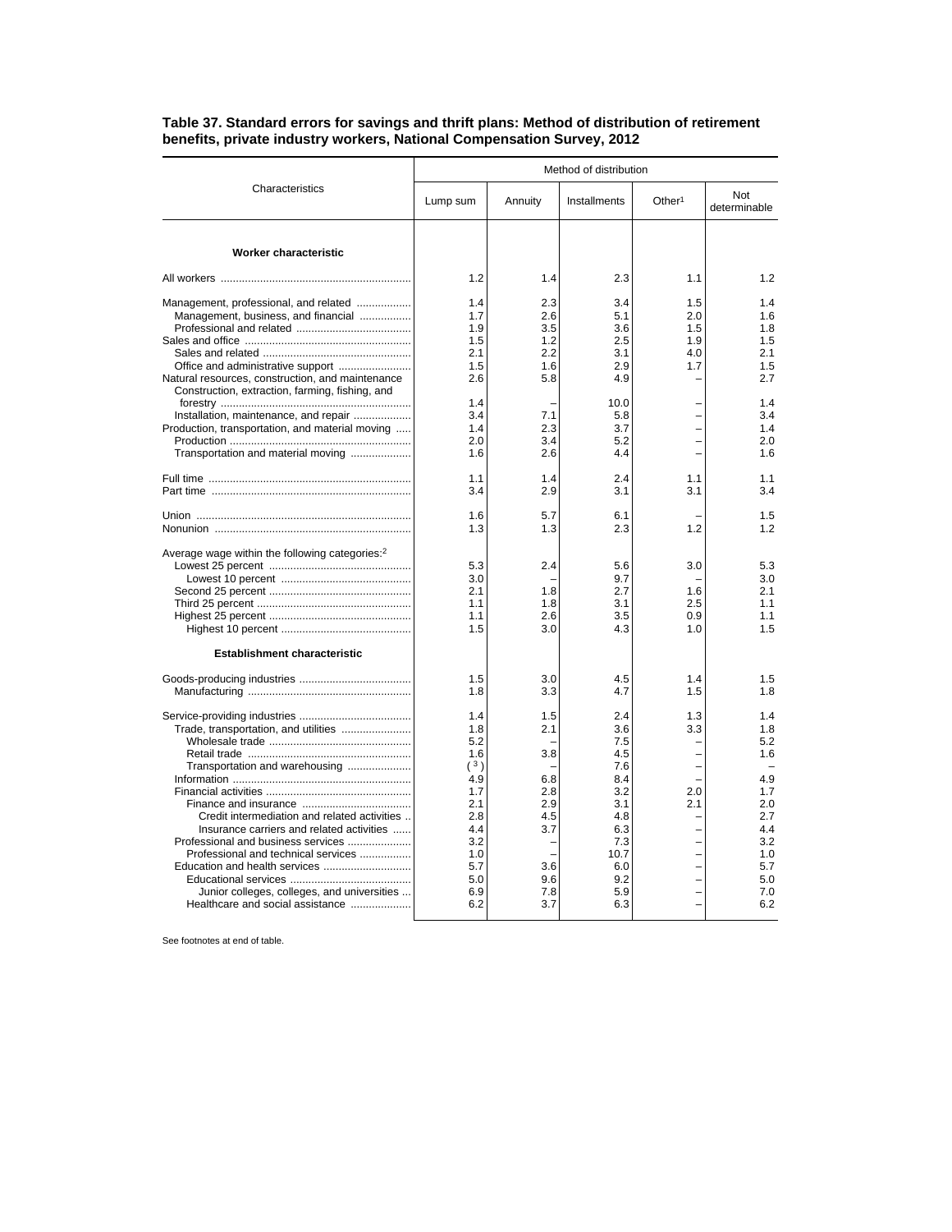**Table 37. Standard errors for savings and thrift plans: Method of distribution of retirement benefits, private industry workers, National Compensation Survey, 2012**

| Characteristics | Method of distribution | | | | |
|---|---|---|---|---|---|
| | Lump sum | Annuity | Installments | Other[1] | Not determinable |
| **Worker characteristic** | | | | | |
| All workers | 1.2 | 1.4 | 2.3 | 1.1 | 1.2 |
| Management, professional, and related | 1.4 | 2.3 | 3.4 | 1.5 | 1.4 |
| Management, business, and financial | 1.7 | 2.6 | 5.1 | 2.0 | 1.6 |
| Professional and related | 1.9 | 3.5 | 3.6 | 1.5 | 1.8 |
| Sales and office | 1.5 | 1.2 | 2.5 | 1.9 | 1.5 |
| Sales and related | 2.1 | 2.2 | 3.1 | 4.0 | 2.1 |
| Office and administrative support | 1.5 | 1.6 | 2.9 | 1.7 | 1.5 |
| Natural resources, construction, and maintenance | 2.6 | 5.8 | 4.9 | – | 2.7 |
| Construction, extraction, farming, fishing, and forestry | 1.4 | – | 10.0 | – | 1.4 |
| Installation, maintenance, and repair | 3.4 | 7.1 | 5.8 | – | 3.4 |
| Production, transportation, and material moving | 1.4 | 2.3 | 3.7 | – | 1.4 |
| Production | 2.0 | 3.4 | 5.2 | – | 2.0 |
| Transportation and material moving | 1.6 | 2.6 | 4.4 | – | 1.6 |
| Full time | 1.1 | 1.4 | 2.4 | 1.1 | 1.1 |
| Part time | 3.4 | 2.9 | 3.1 | 3.1 | 3.4 |
| Union | 1.6 | 5.7 | 6.1 | – | 1.5 |
| Nonunion | 1.3 | 1.3 | 2.3 | 1.2 | 1.2 |
| Average wage within the following categories:[2] | | | | | |
| Lowest 25 percent | 5.3 | 2.4 | 5.6 | 3.0 | 5.3 |
| Lowest 10 percent | 3.0 | – | 9.7 | – | 3.0 |
| Second 25 percent | 2.1 | 1.8 | 2.7 | 1.6 | 2.1 |
| Third 25 percent | 1.1 | 1.8 | 3.1 | 2.5 | 1.1 |
| Highest 25 percent | 1.1 | 2.6 | 3.5 | 0.9 | 1.1 |
| Highest 10 percent | 1.5 | 3.0 | 4.3 | 1.0 | 1.5 |
| **Establishment characteristic** | | | | | |
| Goods-producing industries | 1.5 | 3.0 | 4.5 | 1.4 | 1.5 |
| Manufacturing | 1.8 | 3.3 | 4.7 | 1.5 | 1.8 |
| Service-providing industries | 1.4 | 1.5 | 2.4 | 1.3 | 1.4 |
| Trade, transportation, and utilities | 1.8 | 2.1 | 3.6 | 3.3 | 1.8 |
| Wholesale trade | 5.2 | – | 7.5 | – | 5.2 |
| Retail trade | 1.6 | 3.8 | 4.5 | – | 1.6 |
| Transportation and warehousing | ( 3 ) | – | 7.6 | – | – |
| Information | 4.9 | 6.8 | 8.4 | – | 4.9 |
| Financial activities | 1.7 | 2.8 | 3.2 | 2.0 | 1.7 |
| Finance and insurance | 2.1 | 2.9 | 3.1 | 2.1 | 2.0 |
| Credit intermediation and related activities | 2.8 | 4.5 | 4.8 | – | 2.7 |
| Insurance carriers and related activities | 4.4 | 3.7 | 6.3 | – | 4.4 |
| Professional and business services | 3.2 | – | 7.3 | – | 3.2 |
| Professional and technical services | 1.0 | – | 10.7 | – | 1.0 |
| Education and health services | 5.7 | 3.6 | 6.0 | – | 5.7 |
| Educational services | 5.0 | 9.6 | 9.2 | – | 5.0 |
| Junior colleges, colleges, and universities | 6.9 | 7.8 | 5.9 | – | 7.0 |
| Healthcare and social assistance | 6.2 | 3.7 | 6.3 | – | 6.2 |

See footnotes at end of table.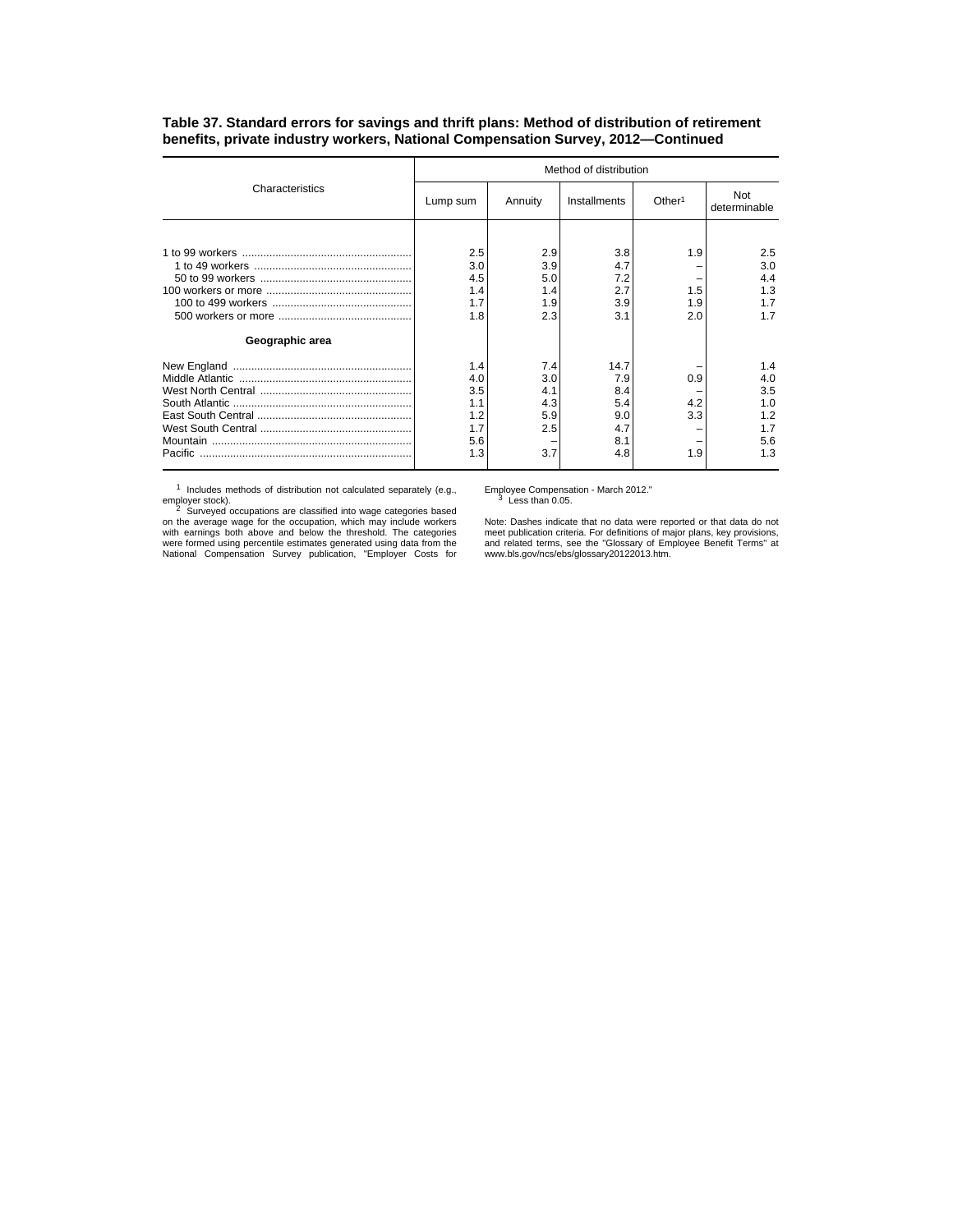**Table 37. Standard errors for savings and thrift plans: Method of distribution of retirement benefits, private industry workers, National Compensation Survey, 2012—Continued**

| Characteristics | Method of distribution | | | | |
|---|---|---|---|---|---|
| | Lump sum | Annuity | Installments | Other[1] | Not determinable |
| 1 to 99 workers | 2.5 | 2.9 | 3.8 | 1.9 | 2.5 |
| 1 to 49 workers | 3.0 | 3.9 | 4.7 | – | 3.0 |
| 50 to 99 workers | 4.5 | 5.0 | 7.2 | – | 4.4 |
| 100 workers or more | 1.4 | 1.4 | 2.7 | 1.5 | 1.3 |
| 100 to 499 workers | 1.7 | 1.9 | 3.9 | 1.9 | 1.7 |
| 500 workers or more | 1.8 | 2.3 | 3.1 | 2.0 | 1.7 |
| **Geographic area** | | | | | |
| New England | 1.4 | 7.4 | 14.7 | – | 1.4 |
| Middle Atlantic | 4.0 | 3.0 | 7.9 | 0.9 | 4.0 |
| West North Central | 3.5 | 4.1 | 8.4 | – | 3.5 |
| South Atlantic | 1.1 | 4.3 | 5.4 | 4.2 | 1.0 |
| East South Central | 1.2 | 5.9 | 9.0 | 3.3 | 1.2 |
| West South Central | 1.7 | 2.5 | 4.7 | – | 1.7 |
| Mountain | 5.6 | – | 8.1 | – | 5.6 |
| Pacific | 1.3 | 3.7 | 4.8 | 1.9 | 1.3 |

[1] Includes methods of distribution not calculated separately (e.g., employer stock).

[2] Surveyed occupations are classified into wage categories based on the average wage for the occupation, which may include workers with earnings both above and below the threshold. The categories were formed using percentile estimates generated using data from the National Compensation Survey publication, "Employer Costs for Employee Compensation - March 2012."

[3] Less than 0.05.

Note: Dashes indicate that no data were reported or that data do not meet publication criteria. For definitions of major plans, key provisions, and related terms, see the "Glossary of Employee Benefit Terms" at www.bls.gov/ncs/ebs/glossary20122013.htm.